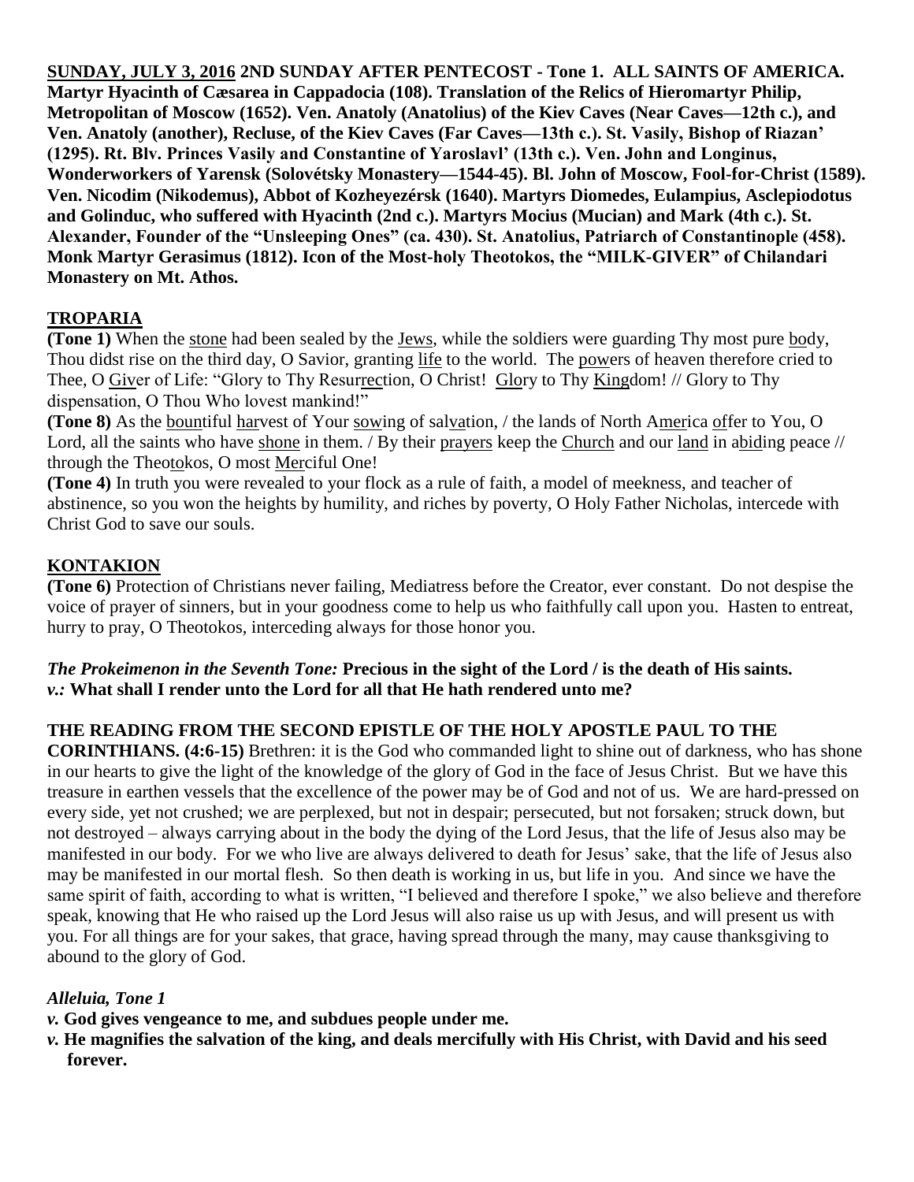**SUNDAY, JULY 3, 2016 2ND SUNDAY AFTER PENTECOST - Tone 1. ALL SAINTS OF AMERICA. Martyr Hyacinth of Cæsarea in Cappadocia (108). Translation of the Relics of Hieromartyr Philip, Metropolitan of Moscow (1652). Ven. Anatoly (Anatolius) of the Kiev Caves (Near Caves—12th c.), and Ven. Anatoly (another), Recluse, of the Kiev Caves (Far Caves—13th c.). St. Vasily, Bishop of Riazan' (1295). Rt. Blv. Princes Vasily and Constantine of Yaroslavl' (13th c.). Ven. John and Longinus, Wonderworkers of Yarensk (Solovétsky Monastery—1544-45). Bl. John of Moscow, Fool-for-Christ (1589). Ven. Nicodim (Nikodemus), Abbot of Kozheyezérsk (1640). Martyrs Diomedes, Eulampius, Asclepiodotus and Golinduc, who suffered with Hyacinth (2nd c.). Martyrs Mocius (Mucian) and Mark (4th c.). St. Alexander, Founder of the "Unsleeping Ones" (ca. 430). St. Anatolius, Patriarch of Constantinople (458). Monk Martyr Gerasimus (1812). Icon of the Most-holy Theotokos, the "MILK-GIVER" of Chilandari Monastery on Mt. Athos.**

## TROPARIA

**(Tone 1)** When the stone had been sealed by the Jews, while the soldiers were guarding Thy most pure body, Thou didst rise on the third day, O Savior, granting life to the world. The powers of heaven therefore cried to Thee, O Giver of Life: "Glory to Thy Resurrection, O Christ! Glory to Thy Kingdom! // Glory to Thy dispensation, O Thou Who lovest mankind!"

**(Tone 8)** As the bountiful harvest of Your sowing of salvation, / the lands of North America offer to You, O Lord, all the saints who have shone in them. / By their prayers keep the Church and our land in abiding peace // through the Theotokos, O most Merciful One!

**(Tone 4)** In truth you were revealed to your flock as a rule of faith, a model of meekness, and teacher of abstinence, so you won the heights by humility, and riches by poverty, O Holy Father Nicholas, intercede with Christ God to save our souls.

## KONTAKION

**(Tone 6)** Protection of Christians never failing, Mediatress before the Creator, ever constant. Do not despise the voice of prayer of sinners, but in your goodness come to help us who faithfully call upon you. Hasten to entreat, hurry to pray, O Theotokos, interceding always for those honor you.

***The Prokeimenon in the Seventh Tone:*** **Precious in the sight of the Lord / is the death of His saints.**
***v.:*** **What shall I render unto the Lord for all that He hath rendered unto me?**

**THE READING FROM THE SECOND EPISTLE OF THE HOLY APOSTLE PAUL TO THE CORINTHIANS. (4:6-15)** Brethren: it is the God who commanded light to shine out of darkness, who has shone in our hearts to give the light of the knowledge of the glory of God in the face of Jesus Christ. But we have this treasure in earthen vessels that the excellence of the power may be of God and not of us. We are hard-pressed on every side, yet not crushed; we are perplexed, but not in despair; persecuted, but not forsaken; struck down, but not destroyed – always carrying about in the body the dying of the Lord Jesus, that the life of Jesus also may be manifested in our body. For we who live are always delivered to death for Jesus' sake, that the life of Jesus also may be manifested in our mortal flesh. So then death is working in us, but life in you. And since we have the same spirit of faith, according to what is written, "I believed and therefore I spoke," we also believe and therefore speak, knowing that He who raised up the Lord Jesus will also raise us up with Jesus, and will present us with you. For all things are for your sakes, that grace, having spread through the many, may cause thanksgiving to abound to the glory of God.

***Alleluia, Tone 1***

***v.*** **God gives vengeance to me, and subdues people under me.**

***v.*** **He magnifies the salvation of the king, and deals mercifully with His Christ, with David and his seed forever.**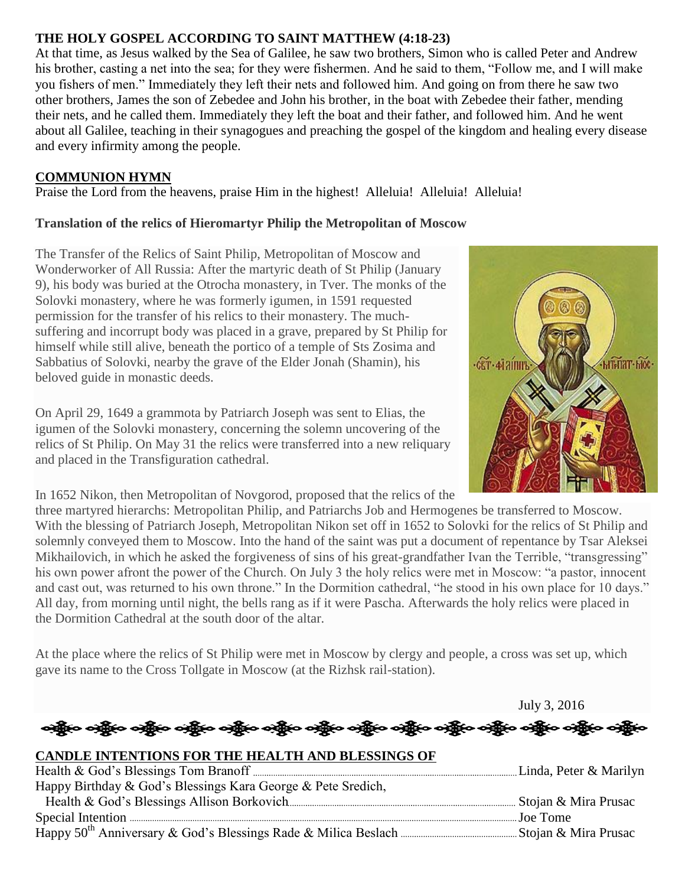## THE HOLY GOSPEL ACCORDING TO SAINT MATTHEW (4:18-23)

At that time, as Jesus walked by the Sea of Galilee, he saw two brothers, Simon who is called Peter and Andrew his brother, casting a net into the sea; for they were fishermen. And he said to them, "Follow me, and I will make you fishers of men." Immediately they left their nets and followed him. And going on from there he saw two other brothers, James the son of Zebedee and John his brother, in the boat with Zebedee their father, mending their nets, and he called them. Immediately they left the boat and their father, and followed him. And he went about all Galilee, teaching in their synagogues and preaching the gospel of the kingdom and healing every disease and every infirmity among the people.

## COMMUNION HYMN

Praise the Lord from the heavens, praise Him in the highest! Alleluia! Alleluia! Alleluia!

### Translation of the relics of Hieromartyr Philip the Metropolitan of Moscow

The Transfer of the Relics of Saint Philip, Metropolitan of Moscow and Wonderworker of All Russia: After the martyric death of St Philip (January 9), his body was buried at the Otrocha monastery, in Tver. The monks of the Solovki monastery, where he was formerly igumen, in 1591 requested permission for the transfer of his relics to their monastery. The much-suffering and incorrupt body was placed in a grave, prepared by St Philip for himself while still alive, beneath the portico of a temple of Sts Zosima and Sabbatius of Solovki, nearby the grave of the Elder Jonah (Shamin), his beloved guide in monastic deeds.

On April 29, 1649 a grammota by Patriarch Joseph was sent to Elias, the igumen of the Solovki monastery, concerning the solemn uncovering of the relics of St Philip. On May 31 the relics were transferred into a new reliquary and placed in the Transfiguration cathedral.

In 1652 Nikon, then Metropolitan of Novgorod, proposed that the relics of the three martyred hierarchs: Metropolitan Philip, and Patriarchs Job and Hermogenes be transferred to Moscow. With the blessing of Patriarch Joseph, Metropolitan Nikon set off in 1652 to Solovki for the relics of St Philip and solemnly conveyed them to Moscow. Into the hand of the saint was put a document of repentance by Tsar Aleksei Mikhailovich, in which he asked the forgiveness of sins of his great-grandfather Ivan the Terrible, "transgressing" his own power afront the power of the Church. On July 3 the holy relics were met in Moscow: "a pastor, innocent and cast out, was returned to his own throne." In the Dormition cathedral, "he stood in his own place for 10 days." All day, from morning until night, the bells rang as if it were Pascha. Afterwards the holy relics were placed in the Dormition Cathedral at the south door of the altar.

At the place where the relics of St Philip were met in Moscow by clergy and people, a cross was set up, which gave its name to the Cross Tollgate in Moscow (at the Rizhsk rail-station).

July 3, 2016

## CANDLE INTENTIONS FOR THE HEALTH AND BLESSINGS OF

Health & God's Blessings Tom Branoff .......... Linda, Peter & Marilyn

Happy Birthday & God's Blessings Kara George & Pete Sredich, Health & God's Blessings Allison Borkovich .......... Stojan & Mira Prusac

Special Intention .......... Joe Tome

Happy 50th Anniversary & God's Blessings Rade & Milica Beslach .......... Stojan & Mira Prusac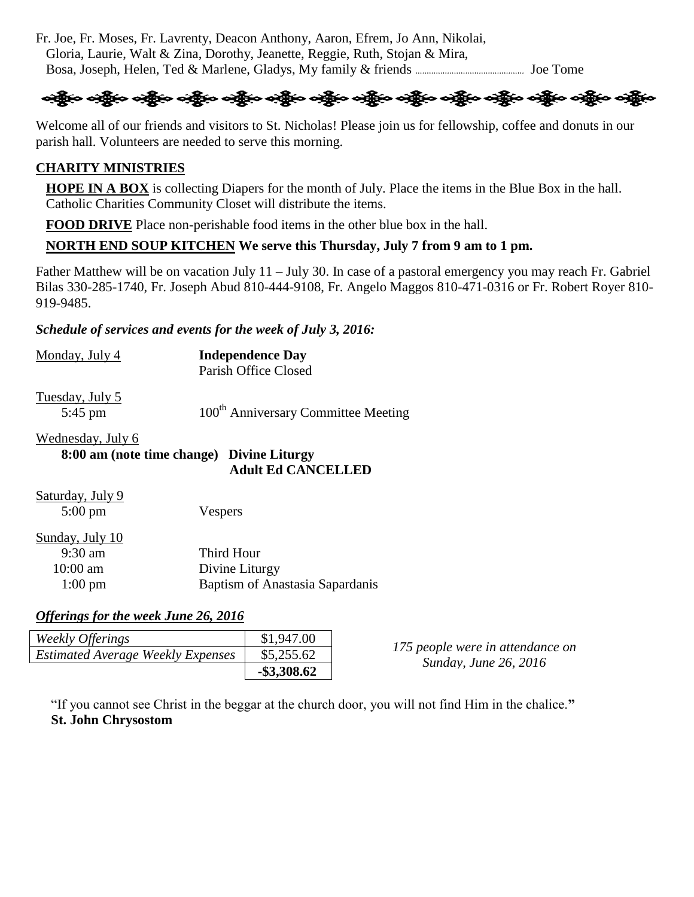Fr. Joe, Fr. Moses, Fr. Lavrenty, Deacon Anthony, Aaron, Efrem, Jo Ann, Nikolai, Gloria, Laurie, Walt & Zina, Dorothy, Jeanette, Reggie, Ruth, Stojan & Mira, Bosa, Joseph, Helen, Ted & Marlene, Gladys, My family & friends ............................................ Joe Tome

Welcome all of our friends and visitors to St. Nicholas! Please join us for fellowship, coffee and donuts in our parish hall. Volunteers are needed to serve this morning.

## CHARITY MINISTRIES

**HOPE IN A BOX** is collecting Diapers for the month of July. Place the items in the Blue Box in the hall. Catholic Charities Community Closet will distribute the items.

**FOOD DRIVE** Place non-perishable food items in the other blue box in the hall.

**NORTH END SOUP KITCHEN We serve this Thursday, July 7 from 9 am to 1 pm.**

Father Matthew will be on vacation July 11 – July 30. In case of a pastoral emergency you may reach Fr. Gabriel Bilas 330-285-1740, Fr. Joseph Abud 810-444-9108, Fr. Angelo Maggos 810-471-0316 or Fr. Robert Royer 810-919-9485.

***Schedule of services and events for the week of July 3, 2016:***

Monday, July 4 — **Independence Day**
Parish Office Closed

Tuesday, July 5
5:45 pm — 100th Anniversary Committee Meeting

Wednesday, July 6
**8:00 am (note time change) Divine Liturgy**
**Adult Ed CANCELLED**

Saturday, July 9
5:00 pm — Vespers

Sunday, July 10
9:30 am — Third Hour
10:00 am — Divine Liturgy
1:00 pm — Baptism of Anastasia Sapardanis

***Offerings for the week June 26, 2016***

| | |
|---|---|
| *Weekly Offerings* | $1,947.00 |
| *Estimated Average Weekly Expenses* | $5,255.62 |
| | **-$3,308.62** |

*175 people were in attendance on Sunday, June 26, 2016*

"If you cannot see Christ in the beggar at the church door, you will not find Him in the chalice."
**St. John Chrysostom**